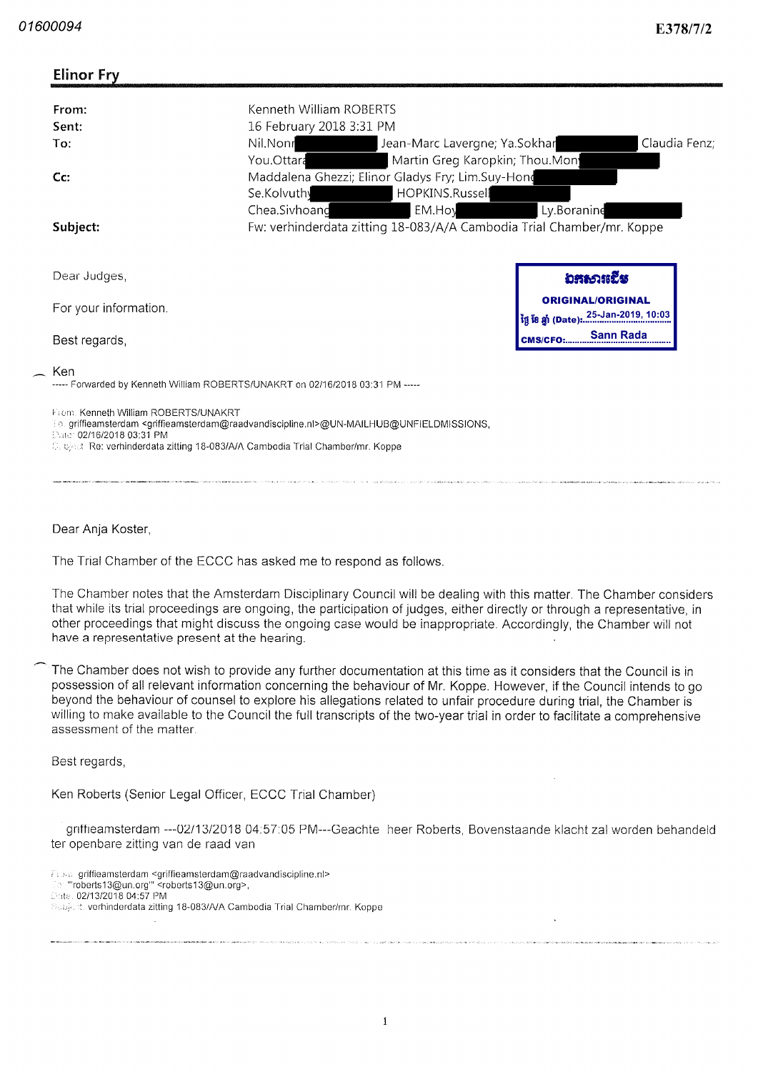01600094

E378/7/2

**Elinor Fry**

| | |
|---|---|
| **From:** | Kenneth William ROBERTS |
| **Sent:** | 16 February 2018 3:31 PM |
| **To:** | Nil.Nonn; Jean-Marc Lavergne; Ya.Sokhan; Claudia Fenz; You.Ottara; Martin Greg Karopkin; Thou.Mony |
| **Cc:** | Maddalena Ghezzi; Elinor Gladys Fry; Lim.Suy-Hong; Se.Kolvuthy; HOPKINS.Russell; Chea.Sivhoang; EM.Hoy; Ly.Boraning |
| **Subject:** | Fw: verhinderdata zitting 18-083/A/A Cambodia Trial Chamber/mr. Koppe |

ឯកសារដើម
ORIGINAL/ORIGINAL
ថ្ងៃ ខែ ឆ្នាំ (Date): 25-Jan-2019, 10:03
CMS/CFO: Sann Rada

Dear Judges,

For your information.

Best regards,

Ken

----- Forwarded by Kenneth William ROBERTS/UNAKRT on 02/16/2018 03:31 PM -----

From: Kenneth William ROBERTS/UNAKRT
To: griffieamsterdam <griffieamsterdam@raadvandiscipline.nl>@UN-MAILHUB@UNFIELDMISSIONS,
Date: 02/16/2018 03:31 PM
Subject: Re: verhinderdata zitting 18-083/A/A Cambodia Trial Chamber/mr. Koppe

---

Dear Anja Koster,

The Trial Chamber of the ECCC has asked me to respond as follows.

The Chamber notes that the Amsterdam Disciplinary Council will be dealing with this matter. The Chamber considers that while its trial proceedings are ongoing, the participation of judges, either directly or through a representative, in other proceedings that might discuss the ongoing case would be inappropriate. Accordingly, the Chamber will not have a representative present at the hearing.

The Chamber does not wish to provide any further documentation at this time as it considers that the Council is in possession of all relevant information concerning the behaviour of Mr. Koppe. However, if the Council intends to go beyond the behaviour of counsel to explore his allegations related to unfair procedure during trial, the Chamber is willing to make available to the Council the full transcripts of the two-year trial in order to facilitate a comprehensive assessment of the matter.

Best regards,

Ken Roberts (Senior Legal Officer, ECCC Trial Chamber)

griffieamsterdam ---02/13/2018 04:57:05 PM---Geachte heer Roberts, Bovenstaande klacht zal worden behandeld ter openbare zitting van de raad van

From: griffieamsterdam <griffieamsterdam@raadvandiscipline.nl>
To: "roberts13@un.org" <roberts13@un.org>,
Date: 02/13/2018 04:57 PM
Subject: verhinderdata zitting 18-083/A/A Cambodia Trial Chamber/mr. Koppe

---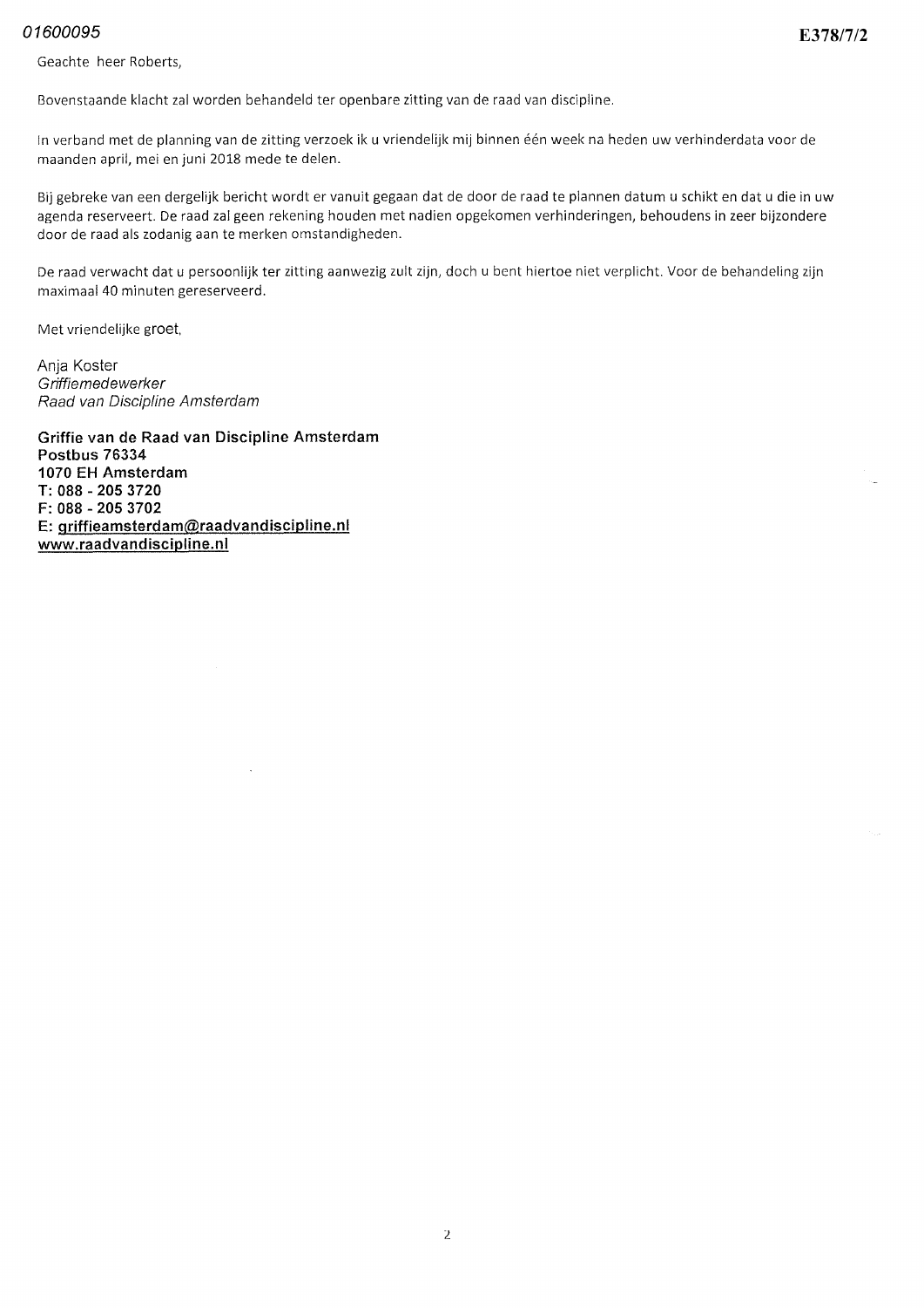Geachte heer Roberts,

Bovenstaande klacht zal worden behandeld ter openbare zitting van de raad van discipline.

In verband met de planning van de zitting verzoek ik u vriendelijk mij binnen één week na heden uw verhinderdata voor de maanden april, mei en juni 2018 mede te delen.

Bij gebreke van een dergelijk bericht wordt er vanuit gegaan dat de door de raad te plannen datum u schikt en dat u die in uw agenda reserveert. De raad zal geen rekening houden met nadien opgekomen verhinderingen, behoudens in zeer bijzondere door de raad als zodanig aan te merken omstandigheden.

De raad verwacht dat u persoonlijk ter zitting aanwezig zult zijn, doch u bent hiertoe niet verplicht. Voor de behandeling zijn maximaal 40 minuten gereserveerd.

Met vriendelijke groet,

Anja Koster
*Griffiemedewerker*
*Raad van Discipline Amsterdam*

**Griffie van de Raad van Discipline Amsterdam**
**Postbus 76334**
**1070 EH Amsterdam**
**T: 088 - 205 3720**
**F: 088 - 205 3702**
**E: griffieamsterdam@raadvandiscipline.nl**
**www.raadvandiscipline.nl**